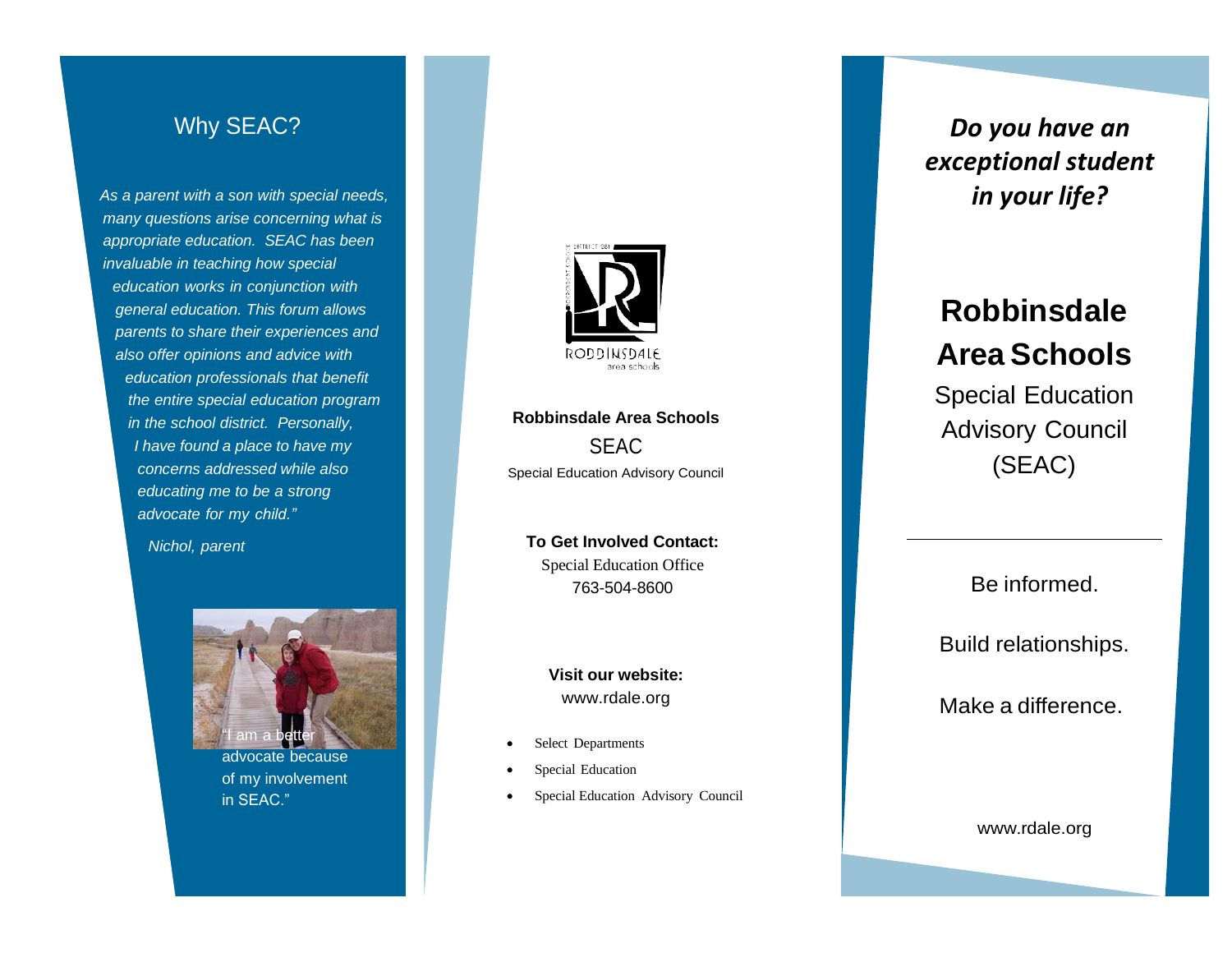## Why SEAC?

*As a parent with a son with special needs, many questions arise concerning what is appropriate education. SEAC has been invaluable in teaching how special education works in conjunction with general education. This forum allows parents to share their experiences and also offer opinions and advice with education professionals that benefit the entire special education program in the school district. Personally, I have found a place to have my concerns addressed while also educating me to be a strong advocate for my child."*

*Nichol, parent*

"I am a better advocate because of my involvement in SEAC."

**Robbinsdale Area Schools**

SEAC

Special Education Advisory Council

**To Get Involved Contact:**

Special Education Office

763-504-8600

**Visit our website:**

www.rdale.org

- Select Departments
- Special Education
- Special Education Advisory Council

***Do you have an exceptional student in your life?***

# Robbinsdale Area Schools

Special Education Advisory Council (SEAC)

Be informed.

Build relationships.

Make a difference.

www.rdale.org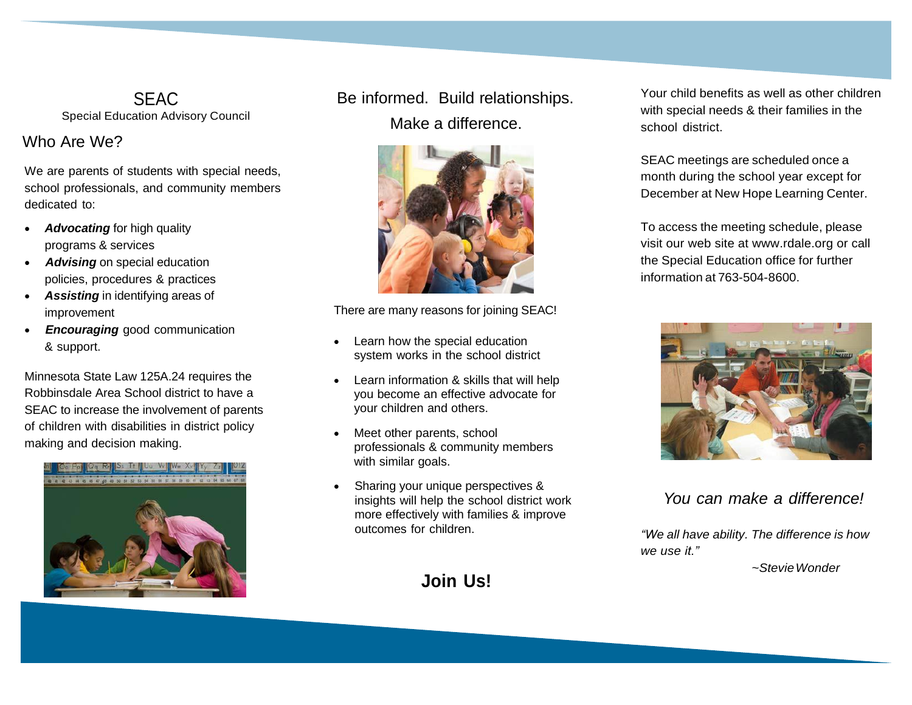# SEAC

Special Education Advisory Council

## Who Are We?

We are parents of students with special needs, school professionals, and community members dedicated to:

- ***Advocating*** for high quality programs & services
- ***Advising*** on special education policies, procedures & practices
- ***Assisting*** in identifying areas of improvement
- ***Encouraging*** good communication & support.

Minnesota State Law 125A.24 requires the Robbinsdale Area School district to have a SEAC to increase the involvement of parents of children with disabilities in district policy making and decision making.

## Be informed. Build relationships. Make a difference.

There are many reasons for joining SEAC!

- Learn how the special education system works in the school district
- Learn information & skills that will help you become an effective advocate for your children and others.
- Meet other parents, school professionals & community members with similar goals.
- Sharing your unique perspectives & insights will help the school district work more effectively with families & improve outcomes for children.

**Join Us!**

Your child benefits as well as other children with special needs & their families in the school district.

SEAC meetings are scheduled once a month during the school year except for December at New Hope Learning Center.

To access the meeting schedule, please visit our web site at www.rdale.org or call the Special Education office for further information at 763-504-8600.

*You can make a difference!*

*"We all have ability. The difference is how we use it."*

*~Stevie Wonder*